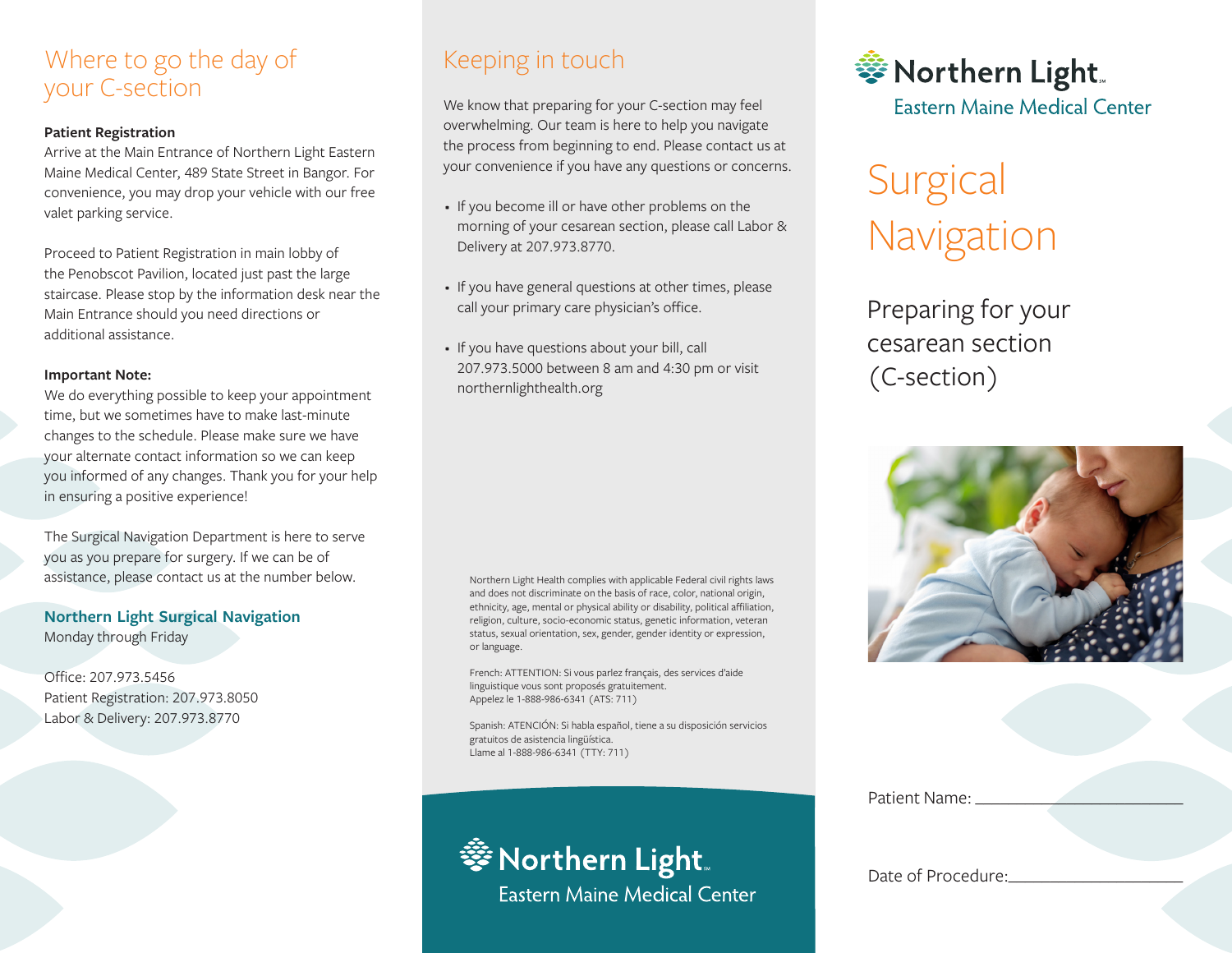## Where to go the day of your C-section

**Patient Registration**

Arrive at the Main Entrance of Northern Light Eastern Maine Medical Center, 489 State Street in Bangor. For convenience, you may drop your vehicle with our free valet parking service.

Proceed to Patient Registration in main lobby of the Penobscot Pavilion, located just past the large staircase. Please stop by the information desk near the Main Entrance should you need directions or additional assistance.

**Important Note:**

We do everything possible to keep your appointment time, but we sometimes have to make last-minute changes to the schedule. Please make sure we have your alternate contact information so we can keep you informed of any changes. Thank you for your help in ensuring a positive experience!

The Surgical Navigation Department is here to serve you as you prepare for surgery. If we can be of assistance, please contact us at the number below.

**Northern Light Surgical Navigation**

Monday through Friday

Office: 207.973.5456
Patient Registration: 207.973.8050
Labor & Delivery: 207.973.8770

## Keeping in touch

We know that preparing for your C-section may feel overwhelming. Our team is here to help you navigate the process from beginning to end. Please contact us at your convenience if you have any questions or concerns.

- If you become ill or have other problems on the morning of your cesarean section, please call Labor & Delivery at 207.973.8770.
- If you have general questions at other times, please call your primary care physician's office.
- If you have questions about your bill, call 207.973.5000 between 8 am and 4:30 pm or visit northernlighthealth.org

Northern Light Health complies with applicable Federal civil rights laws and does not discriminate on the basis of race, color, national origin, ethnicity, age, mental or physical ability or disability, political affiliation, religion, culture, socio-economic status, genetic information, veteran status, sexual orientation, sex, gender, gender identity or expression, or language.

French: ATTENTION: Si vous parlez français, des services d'aide linguistique vous sont proposés gratuitement.
Appelez le 1-888-986-6341 (ATS: 711)

Spanish: ATENCIÓN: Si habla español, tiene a su disposición servicios gratuitos de asistencia lingüística.
Llame al 1-888-986-6341 (TTY: 711)

Northern Light
Eastern Maine Medical Center

Northern Light
Eastern Maine Medical Center

# Surgical Navigation

## Preparing for your cesarean section (C-section)

Patient Name: ______________________

Date of Procedure: ______________________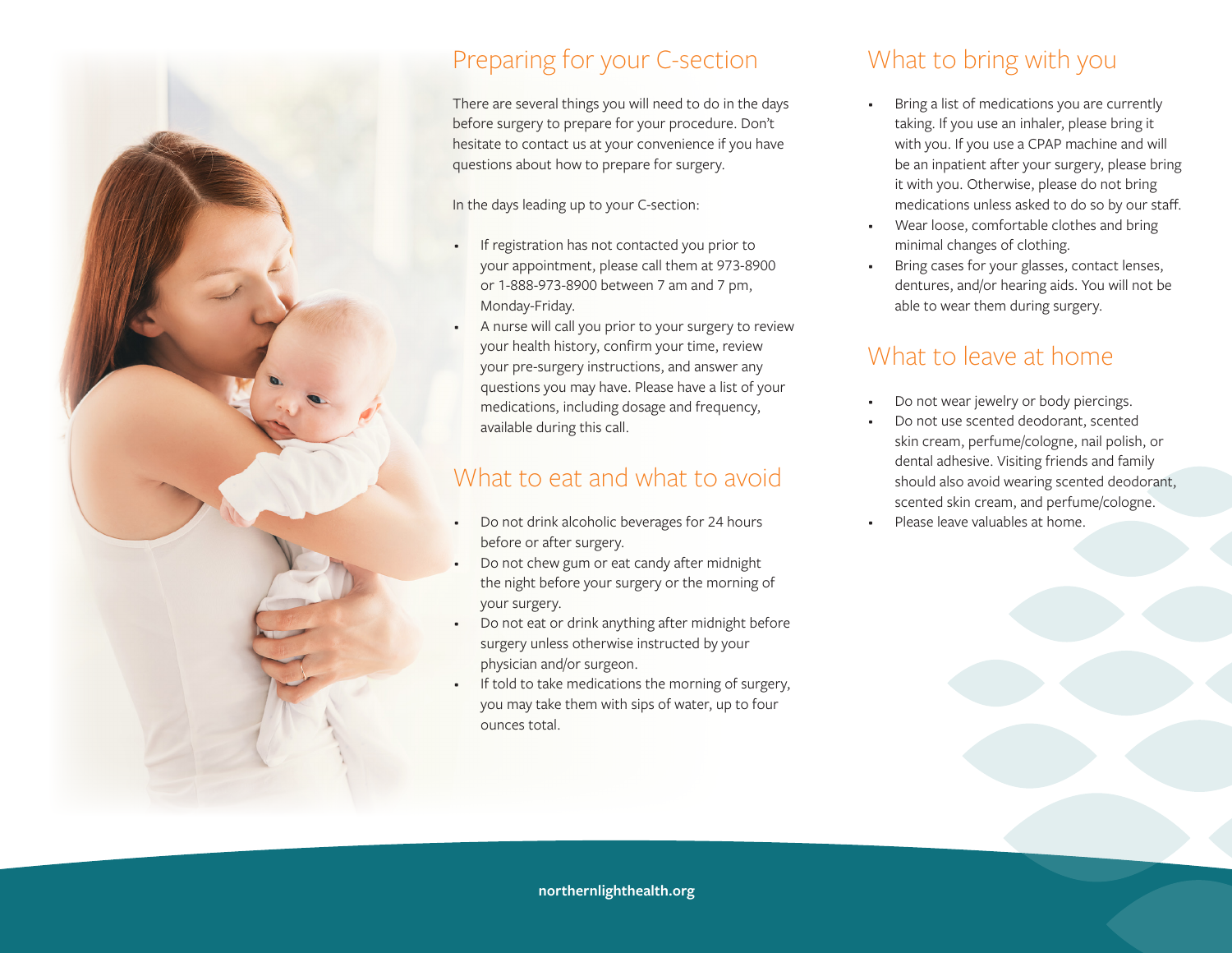## Preparing for your C-section

There are several things you will need to do in the days before surgery to prepare for your procedure. Don't hesitate to contact us at your convenience if you have questions about how to prepare for surgery.

In the days leading up to your C-section:

- If registration has not contacted you prior to your appointment, please call them at 973-8900 or 1-888-973-8900 between 7 am and 7 pm, Monday-Friday.
- A nurse will call you prior to your surgery to review your health history, confirm your time, review your pre-surgery instructions, and answer any questions you may have. Please have a list of your medications, including dosage and frequency, available during this call.

## What to eat and what to avoid

- Do not drink alcoholic beverages for 24 hours before or after surgery.
- Do not chew gum or eat candy after midnight the night before your surgery or the morning of your surgery.
- Do not eat or drink anything after midnight before surgery unless otherwise instructed by your physician and/or surgeon.
- If told to take medications the morning of surgery, you may take them with sips of water, up to four ounces total.

## What to bring with you

- Bring a list of medications you are currently taking. If you use an inhaler, please bring it with you. If you use a CPAP machine and will be an inpatient after your surgery, please bring it with you. Otherwise, please do not bring medications unless asked to do so by our staff.
- Wear loose, comfortable clothes and bring minimal changes of clothing.
- Bring cases for your glasses, contact lenses, dentures, and/or hearing aids. You will not be able to wear them during surgery.

## What to leave at home

- Do not wear jewelry or body piercings.
- Do not use scented deodorant, scented skin cream, perfume/cologne, nail polish, or dental adhesive. Visiting friends and family should also avoid wearing scented deodorant, scented skin cream, and perfume/cologne.
- Please leave valuables at home.

**northernlighthealth.org**